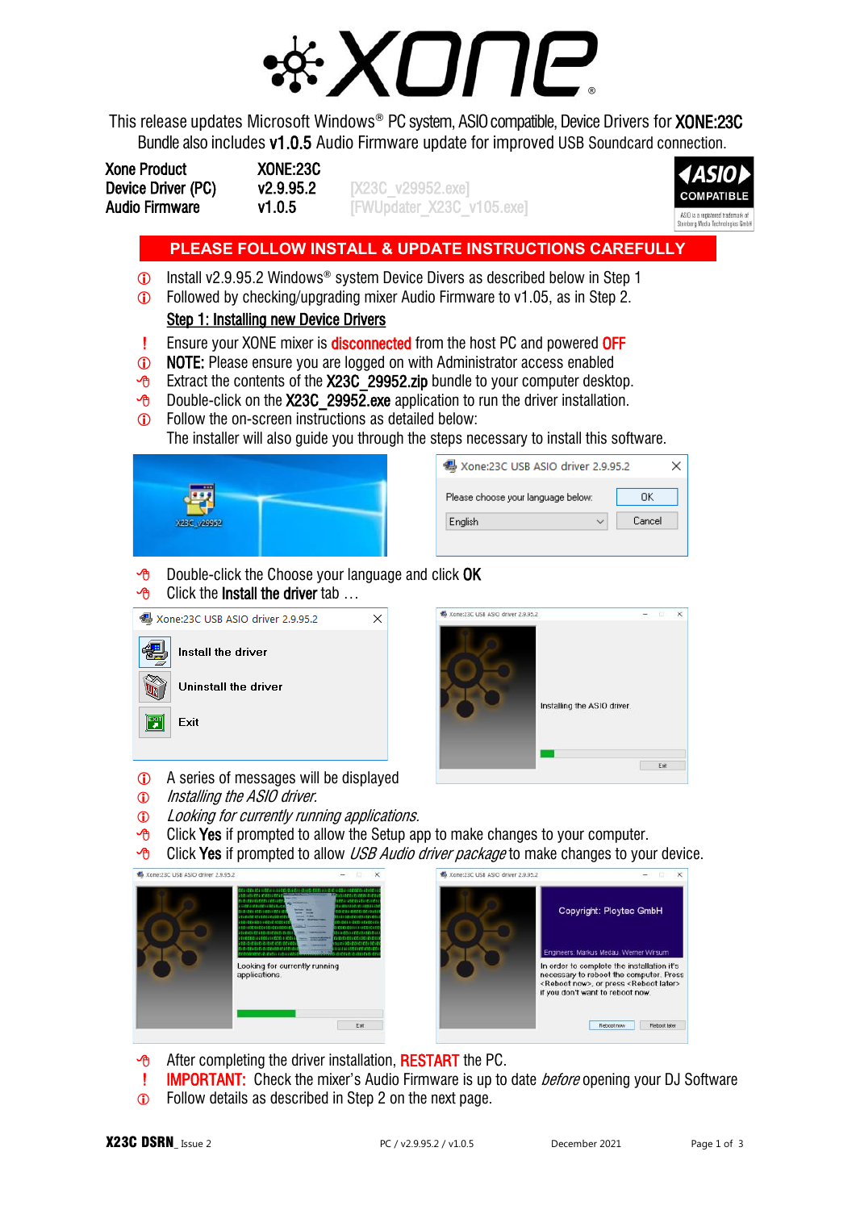# XONE

This release updates Microsoft Windows® PC system, ASIO compatible, Device Drivers for **XONE:23C**
Bundle also includes **v1.0.5** Audio Firmware update for improved USB Soundcard connection.

| | | |
|---|---|---|
| Xone Product | XONE:23C | |
| Device Driver (PC) | v2.9.95.2 | [X23C_v29952.exe] |
| Audio Firmware | v1.0.5 | [FWUpdater_X23C_v105.exe] |

ASIO COMPATIBLE
ASIO is a registered trademark of Steinberg Media Technologies GmbH

**PLEASE FOLLOW INSTALL & UPDATE INSTRUCTIONS CAREFULLY**

- Install v2.9.95.2 Windows® system Device Divers as described below in Step 1
- Followed by checking/upgrading mixer Audio Firmware to v1.05, as in Step 2.

## Step 1: Installing new Device Drivers

- ! Ensure your XONE mixer is **disconnected** from the host PC and powered **OFF**
- **NOTE:** Please ensure you are logged on with Administrator access enabled
- Extract the contents of the **X23C_29952.zip** bundle to your computer desktop.
- Double-click on the **X23C_29952.exe** application to run the driver installation.
- Follow the on-screen instructions as detailed below:
  The installer will also guide you through the steps necessary to install this software.

X23C_v29952

Xone:23C USB ASIO driver 2.9.95.2
Please choose your language below: OK
English Cancel

- Double-click the Choose your language and click **OK**
- Click the **Install the driver** tab …

Xone:23C USB ASIO driver 2.9.95.2
Install the driver
Uninstall the driver
Exit

Xone:23C USB ASIO driver 2.9.95.2
Installing the ASIO driver
Exit

- A series of messages will be displayed
- *Installing the ASIO driver.*
- *Looking for currently running applications.*
- Click **Yes** if prompted to allow the Setup app to make changes to your computer.
- Click **Yes** if prompted to allow *USB Audio driver package* to make changes to your device.

Xone:23C USB ASIO driver 2.9.95.2
Looking for currently running applications.
Exit

Xone:23C USB ASIO driver 2.9.95.2
Copyright: Ploytec GmbH
Engineers: Markus Wedau, Werner Wirsum
In order to complete the installation it's necessary to reboot the computer. Press <Reboot now>, or press <Reboot later> if you don't want to reboot now.
Reboot now Reboot later

- After completing the driver installation, **RESTART** the PC.
- ! **IMPORTANT:** Check the mixer's Audio Firmware is up to date *before* opening your DJ Software
- Follow details as described in Step 2 on the next page.

**X23C DSRN**_ Issue 2 PC / v2.9.95.2 / v1.0.5 December 2021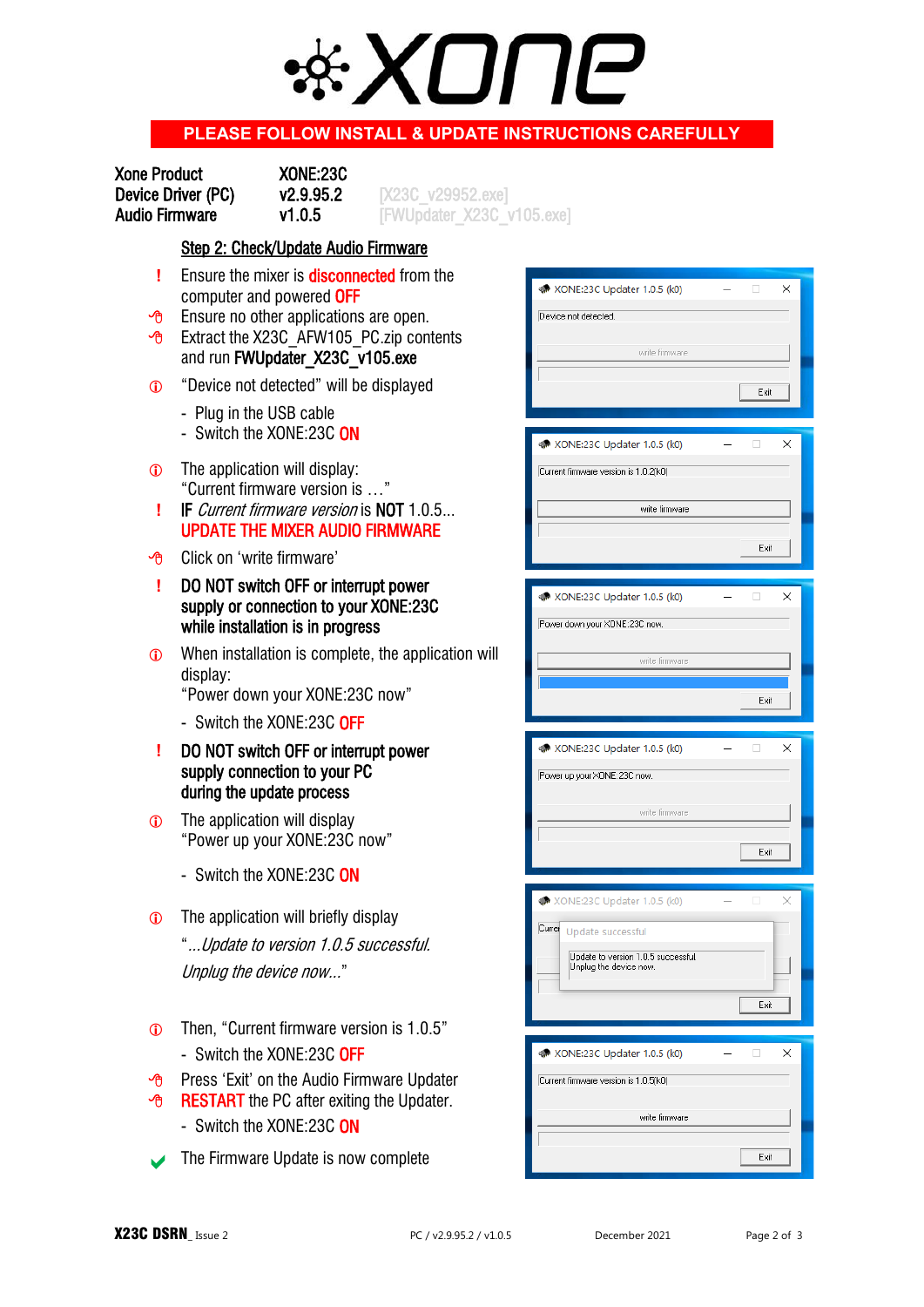# XONE

**PLEASE FOLLOW INSTALL & UPDATE INSTRUCTIONS CAREFULLY**

| | | |
|---|---|---|
| **Xone Product** | **XONE:23C** | |
| **Device Driver (PC)** | **v2.9.95.2** | [X23C_v29952.exe] |
| **Audio Firmware** | **v1.0.5** | [FWUpdater_X23C_v105.exe] |

## Step 2: Check/Update Audio Firmware

- ! Ensure the mixer is **disconnected** from the computer and powered **OFF**
- Ensure no other applications are open.
- Extract the X23C_AFW105_PC.zip contents and run **FWUpdater_X23C_v105.exe**
- ⓘ "Device not detected" will be displayed
  - Plug in the USB cable
  - Switch the XONE:23C **ON**
- ⓘ The application will display: "Current firmware version is …"
- ! **IF** *Current firmware version* is **NOT** 1.0.5… **UPDATE THE MIXER AUDIO FIRMWARE**
- Click on 'write firmware'
- ! **DO NOT switch OFF or interrupt power supply or connection to your XONE:23C while installation is in progress**
- ⓘ When installation is complete, the application will display: "Power down your XONE:23C now"
  - Switch the XONE:23C **OFF**
- ! **DO NOT switch OFF or interrupt power supply connection to your PC during the update process**
- ⓘ The application will display "Power up your XONE:23C now"
  - Switch the XONE:23C **ON**
- ⓘ The application will briefly display "*…Update to version 1.0.5 successful. Unplug the device now…*"
- ⓘ Then, "Current firmware version is 1.0.5"
  - Switch the XONE:23C **OFF**
- Press 'Exit' on the Audio Firmware Updater
- **RESTART** the PC after exiting the Updater.
  - Switch the XONE:23C **ON**
- ✔ The Firmware Update is now complete

XONE:23C Updater 1.0.5 (k0) — Device not detected. — write firmware — Exit

XONE:23C Updater 1.0.5 (k0) — Current firmware version is 1.0.2(k0) — write firmware — Exit

XONE:23C Updater 1.0.5 (k0) — Power down your XONE:23C now. — write firmware — Exit

XONE:23C Updater 1.0.5 (k0) — Power up your XONE:23C now. — write firmware — Exit

XONE:23C Updater 1.0.5 (k0) — Update successful — Update to version 1.0.5 successful. Unplug the device now. — Exit

XONE:23C Updater 1.0.5 (k0) — Current firmware version is 1.0.5(k0) — write firmware — Exit

**X23C DSRN**_ Issue 2 PC / v2.9.95.2 / v1.0.5 December 2021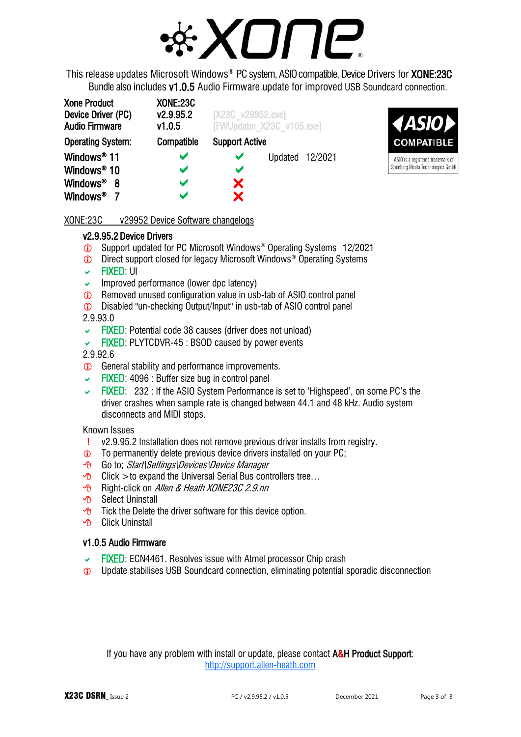# XONE

This release updates Microsoft Windows® PC system, ASIO compatible, Device Drivers for **XONE:23C**
Bundle also includes **v1.0.5** Audio Firmware update for improved USB Soundcard connection.

| | | | |
|---|---|---|---|
| **Xone Product** | **XONE:23C** | | |
| **Device Driver (PC)** | **v2.9.95.2** | [X23C_v29952.exe] | |
| **Audio Firmware** | **v1.0.5** | [FWUpdater_X23C_v105.exe] | |
| **Operating System:** | **Compatible** | **Support Active** | |
| **Windows® 11** | ✔ | ✔ | Updated 12/2021 |
| **Windows® 10** | ✔ | ✔ | |
| **Windows® 8** | ✔ | ✘ | |
| **Windows® 7** | ✔ | ✘ | |

ASIO COMPATIBLE

ASIO is a registered trademark of Steinberg Media Technologies GmbH

XONE:23C v29952 Device Software changelogs

### v2.9.95.2 Device Drivers

- ⓘ Support updated for PC Microsoft Windows® Operating Systems 12/2021
- ⓘ Direct support closed for legacy Microsoft Windows® Operating Systems
- ✔ FIXED: UI
- ✔ Improved performance (lower dpc latency)
- ⓘ Removed unused configuration value in usb-tab of ASIO control panel
- ⓘ Disabled "un-checking Output/Input" in usb-tab of ASIO control panel

2.9.93.0

- ✔ FIXED: Potential code 38 causes (driver does not unload)
- ✔ FIXED: PLYTCDVR-45 : BSOD caused by power events

2.9.92.6

- ⓘ General stability and performance improvements.
- ✔ FIXED: 4096 : Buffer size bug in control panel
- ✔ FIXED: 232 : If the ASIO System Performance is set to 'Highspeed', on some PC's the driver crashes when sample rate is changed between 44.1 and 48 kHz. Audio system disconnects and MIDI stops.

Known Issues

- ! v2.9.95.2 Installation does not remove previous driver installs from registry.
- ⓘ To permanently delete previous device drivers installed on your PC;
- Go to; *Start\Settings\Devices\Device Manager*
- Click > to expand the Universal Serial Bus controllers tree…
- Right-click on *Allen & Heath XONE23C 2.9.nn*
- Select Uninstall
- Tick the Delete the driver software for this device option.
- Click Uninstall

### v1.0.5 Audio Firmware

- ✔ FIXED: ECN4461. Resolves issue with Atmel processor Chip crash
- ⓘ Update stabilises USB Soundcard connection, eliminating potential sporadic disconnection

If you have any problem with install or update, please contact **A&H Product Support**:
http://support.allen-heath.com